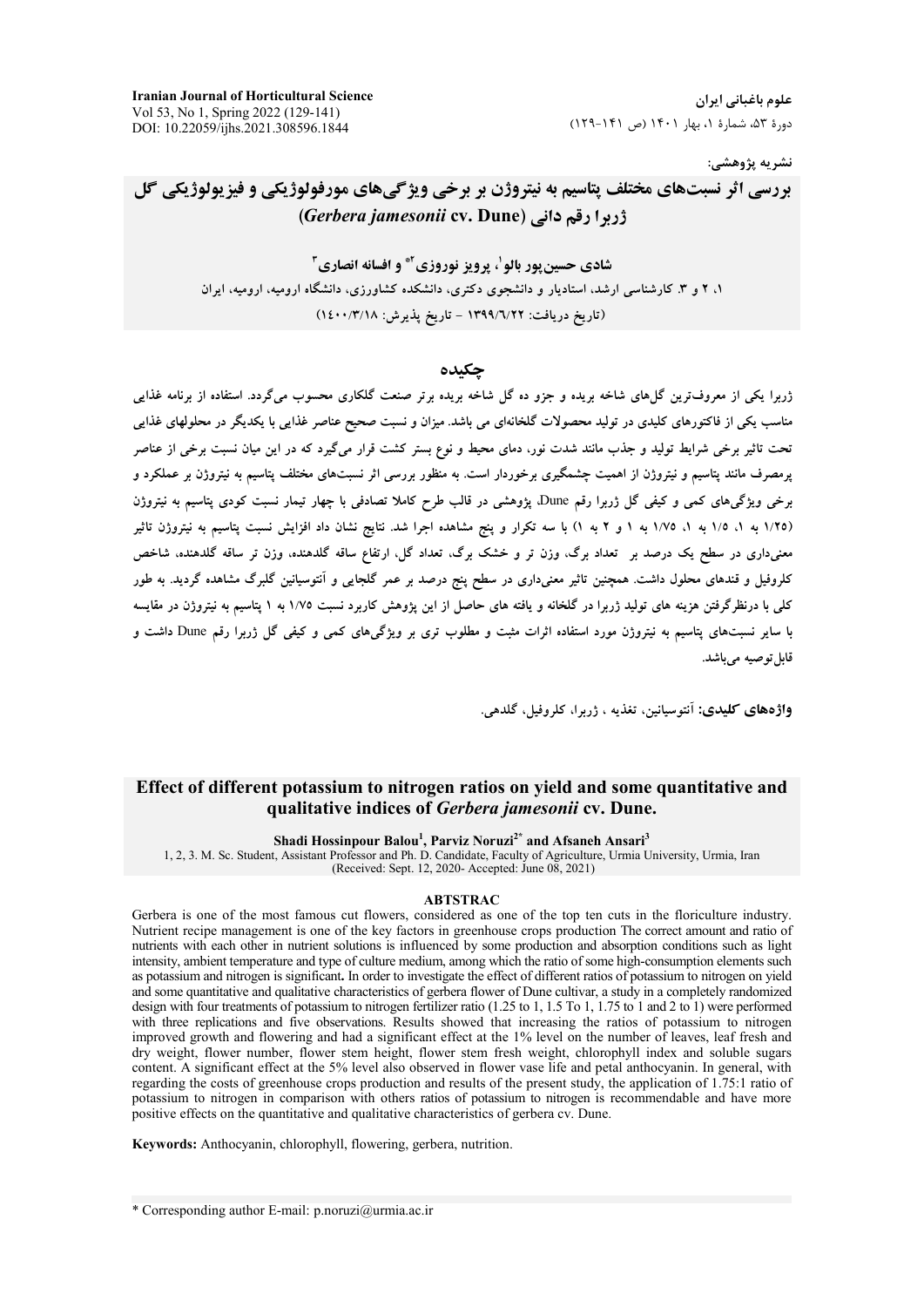نشریه پژوهشی:

# بررسی اثر نسبت‌های مختلف پتاسیم به نیتروژن بر برخی ویژگی‌های مورفولوژیکی و فیزیولوژیکی گل ژربرا رقم دانی (*Gerbera jamesonii* cv. Dune)

**شادی حسین‌پور بالو[1]، پرویز نوروزی[2*] و افسانه انصاری[3]**

۱، ۲ و ۳. کارشناسی ارشد، استادیار و دانشجوی دکتری، دانشکده کشاورزی، دانشگاه ارومیه، ارومیه، ایران

(تاریخ دریافت: ۱۳۹۹/۶/۲۲ - تاریخ پذیرش: ۱۴۰۰/۳/۱۸)

## چکیده

ژربرا یکی از معروف‌ترین گل‌های شاخه بریده و جزو ده گل شاخه بریده برتر صنعت گلکاری محسوب می‌گردد. استفاده از برنامه غذایی مناسب یکی از فاکتورهای کلیدی در تولید محصولات گلخانه‌ای می باشد. میزان و نسبت صحیح عناصر غذایی با یکدیگر در محلولهای غذایی تحت تاثیر برخی شرایط تولید و جذب مانند شدت نور، دمای محیط و نوع بستر کشت قرار می‌گیرد که در این میان نسبت برخی از عناصر پرمصرف مانند پتاسیم و نیتروژن از اهمیت چشمگیری برخوردار است. به منظور بررسی اثر نسبت‌های مختلف پتاسیم به نیتروژن بر عملکرد و برخی ویژگی‌های کمی و کیفی گل ژربرا رقم Dune، پژوهشی در قالب طرح کاملا تصادفی با چهار تیمار نسبت کودی پتاسیم به نیتروژن (۱/۲۵ به ۱، ۱/۵ به ۱، ۱/۷۵ به ۱ و ۲ به ۱) با سه تکرار و پنج مشاهده اجرا شد. نتایج نشان داد افزایش نسبت پتاسیم به نیتروژن تاثیر معنی‌داری در سطح یک درصد بر تعداد برگ، وزن تر و خشک برگ، تعداد گل، ارتفاع ساقه گلدهنده، وزن تر ساقه گلدهنده، شاخص کلروفیل و قندهای محلول داشت. همچنین تاثیر معنی‌داری در سطح پنج درصد بر عمر گلجایی و آنتوسیانین گلبرگ مشاهده گردید. به طور کلی با درنظرگرفتن هزینه های تولید ژربرا در گلخانه و یافته های حاصل از این پژوهش کاربرد نسبت ۱/۷۵ به ۱ پتاسیم به نیتروژن در مقایسه با سایر نسبت‌های پتاسیم به نیتروژن مورد استفاده اثرات مثبت و مطلوب تری بر ویژگی‌های کمی و کیفی گل ژربرا رقم Dune داشت و قابل‌توصیه می‌باشد.

**واژه‌های کلیدی:** آنتوسیانین، تغذیه ، ژربرا، کلروفیل، گلدهی.

## Effect of different potassium to nitrogen ratios on yield and some quantitative and qualitative indices of *Gerbera jamesonii* cv. Dune.

**Shadi Hossinpour Balou[1], Parviz Noruzi[2*] and Afsaneh Ansari[3]**

1, 2, 3. M. Sc. Student, Assistant Professor and Ph. D. Candidate, Faculty of Agriculture, Urmia University, Urmia, Iran

(Received: Sept. 12, 2020- Accepted: June 08, 2021)

### ABTSTRAC

Gerbera is one of the most famous cut flowers, considered as one of the top ten cuts in the floriculture industry. Nutrient recipe management is one of the key factors in greenhouse crops production The correct amount and ratio of nutrients with each other in nutrient solutions is influenced by some production and absorption conditions such as light intensity, ambient temperature and type of culture medium, among which the ratio of some high-consumption elements such as potassium and nitrogen is significant**.** In order to investigate the effect of different ratios of potassium to nitrogen on yield and some quantitative and qualitative characteristics of gerbera flower of Dune cultivar, a study in a completely randomized design with four treatments of potassium to nitrogen fertilizer ratio (1.25 to 1, 1.5 To 1, 1.75 to 1 and 2 to 1) were performed with three replications and five observations. Results showed that increasing the ratios of potassium to nitrogen improved growth and flowering and had a significant effect at the 1% level on the number of leaves, leaf fresh and dry weight, flower number, flower stem height, flower stem fresh weight, chlorophyll index and soluble sugars content. A significant effect at the 5% level also observed in flower vase life and petal anthocyanin. In general, with regarding the costs of greenhouse crops production and results of the present study, the application of 1.75:1 ratio of potassium to nitrogen in comparison with others ratios of potassium to nitrogen is recommendable and have more positive effects on the quantitative and qualitative characteristics of gerbera cv. Dune.

**Keywords:** Anthocyanin, chlorophyll, flowering, gerbera, nutrition.

\* Corresponding author E-mail: p.noruzi@urmia.ac.ir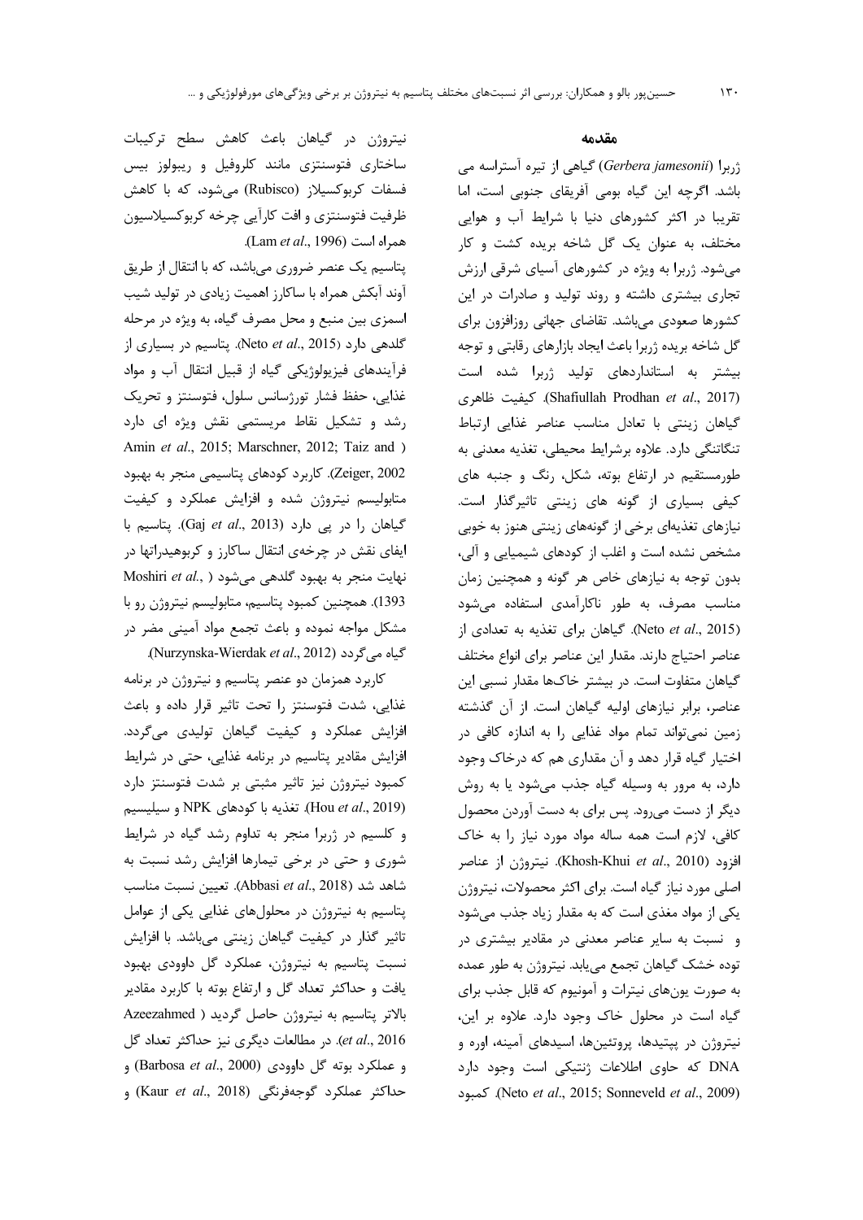## مقدمه

ژربرا (*Gerbera jamesonii*) گیاهی از تیره آستراسه می باشد. اگرچه این گیاه بومی آفریقای جنوبی است، اما تقریبا در اکثر کشورهای دنیا با شرایط آب و هوایی مختلف، به عنوان یک گل شاخه بریده کشت و کار می‌شود. ژربرا به ویژه در کشورهای آسیای شرقی ارزش تجاری بیشتری داشته و روند تولید و صادرات در این کشورها صعودی می‌باشد. تقاضای جهانی روزافزون برای گل شاخه بریده ژربرا باعث ایجاد بازارهای رقابتی و توجه بیشتر به استانداردهای تولید ژربرا شده است (Shafiullah Prodhan *et al*., 2017). کیفیت ظاهری گیاهان زینتی با تعادل مناسب عناصر غذایی ارتباط تنگاتنگی دارد. علاوه برشرایط محیطی، تغذیه معدنی به طورمستقیم در ارتفاع بوته، شکل، رنگ و جنبه های کیفی بسیاری از گونه های زینتی تاثیرگذار است. نیازهای تغذیه‌ای برخی از گونه‌های زینتی هنوز به خوبی مشخص نشده است و اغلب از کودهای شیمیایی و آلی، بدون توجه به نیازهای خاص هر گونه و همچنین زمان مناسب مصرف، به طور ناکارآمدی استفاده می‌شود (Neto *et al*., 2015). گیاهان برای تغذیه به تعدادی از عناصر احتیاج دارند. مقدار این عناصر برای انواع مختلف گیاهان متفاوت است. در بیشتر خاک‌ها مقدار نسبی این عناصر، برابر نیازهای اولیه گیاهان است. از آن گذشته زمین نمی‌تواند تمام مواد غذایی را به اندازه کافی در اختیار گیاه قرار دهد و آن مقداری هم که درخاک وجود دارد، به مرور به وسیله گیاه جذب می‌شود یا به روش دیگر از دست می‌رود. پس برای به دست آوردن محصول کافی، لازم است همه ساله مواد مورد نیاز را به خاک افزود (Khosh-Khui *et al*., 2010). نیتروژن از عناصر اصلی مورد نیاز گیاه است. برای اکثر محصولات، نیتروژن یکی از مواد مغذی است که به مقدار زیاد جذب می‌شود و نسبت به سایر عناصر معدنی در مقادیر بیشتری در توده خشک گیاهان تجمع می‌یابد. نیتروژن به طور عمده به صورت یون‌های نیترات و آمونیوم که قابل جذب برای گیاه است در محلول خاک وجود دارد. علاوه بر این، نیتروژن در پپتیدها، پروتئین‌ها، اسیدهای آمینه، اوره و DNA که حاوی اطلاعات ژنتیکی است وجود دارد (Neto *et al*., 2015; Sonneveld *et al*., 2009). کمبود نیتروژن در گیاهان باعث کاهش سطح ترکیبات ساختاری فتوسنتزی مانند کلروفیل و ریبولوز بیس فسفات کربوکسیلاز (Rubisco) می‌شود، که با کاهش ظرفیت فتوسنتزی و افت کارآیی چرخه کربوکسیلاسیون همراه است (Lam *et al*., 1996).

پتاسیم یک عنصر ضروری می‌باشد، که با انتقال از طریق آوند آبکش همراه با ساکارز اهمیت زیادی در تولید شیب اسمزی بین منبع و محل مصرف گیاه، به ویژه در مرحله گلدهی دارد (Neto *et al*., 2015). پتاسیم در بسیاری از فرآیندهای فیزیولوژیکی گیاه از قبیل انتقال آب و مواد غذایی، حفظ فشار تورژسانس سلول، فتوسنتز و تحریک رشد و تشکیل نقاط مریستمی نقش ویژه ای دارد (Amin *et al*., 2015; Marschner, 2012; Taiz and Zeiger, 2002). کاربرد کودهای پتاسیمی منجر به بهبود متابولیسم نیتروژن شده و افزایش عملکرد و کیفیت گیاهان را در پی دارد (Gaj *et al*., 2013). پتاسیم با ایفای نقش در چرخه‌ی انتقال ساکارز و کربوهیدرات‌ها در نهایت منجر به بهبود گلدهی می‌شود (Moshiri *et al*., 1393). همچنین کمبود پتاسیم، متابولیسم نیتروژن رو با مشکل مواجه نموده و باعث تجمع مواد آمینی مضر در گیاه می‌گردد (Nurzynska-Wierdak *et al*., 2012).

کاربرد همزمان دو عنصر پتاسیم و نیتروژن در برنامه غذایی، شدت فتوسنتز را تحت تاثیر قرار داده و باعث افزایش عملکرد و کیفیت گیاهان تولیدی می‌گردد. افزایش مقادیر پتاسیم در برنامه غذایی، حتی در شرایط کمبود نیتروژن نیز تاثیر مثبتی بر شدت فتوسنتز دارد (Hou *et al*., 2019). تغذیه با کودهای NPK و سیلیسیم و کلسیم در ژربرا منجر به تداوم رشد گیاه در شرایط شوری و حتی در برخی تیمارها افزایش رشد نسبت به شاهد شد (Abbasi *et al*., 2018). تعیین نسبت مناسب پتاسیم به نیتروژن در محلول‌های غذایی یکی از عوامل تاثیر گذار در کیفیت گیاهان زینتی می‌باشد. با افزایش نسبت پتاسیم به نیتروژن، عملکرد گل داوودی بهبود یافت و حداکثر تعداد گل و ارتفاع بوته با کاربرد مقادیر بالاتر پتاسیم به نیتروژن حاصل گردید (Azeezahmed *et al*., 2016). در مطالعات دیگری نیز حداکثر تعداد گل و عملکرد بوته گل داوودی (Barbosa *et al*., 2000) و حداکثر عملکرد گوجه‌فرنگی (Kaur *et al*., 2018) و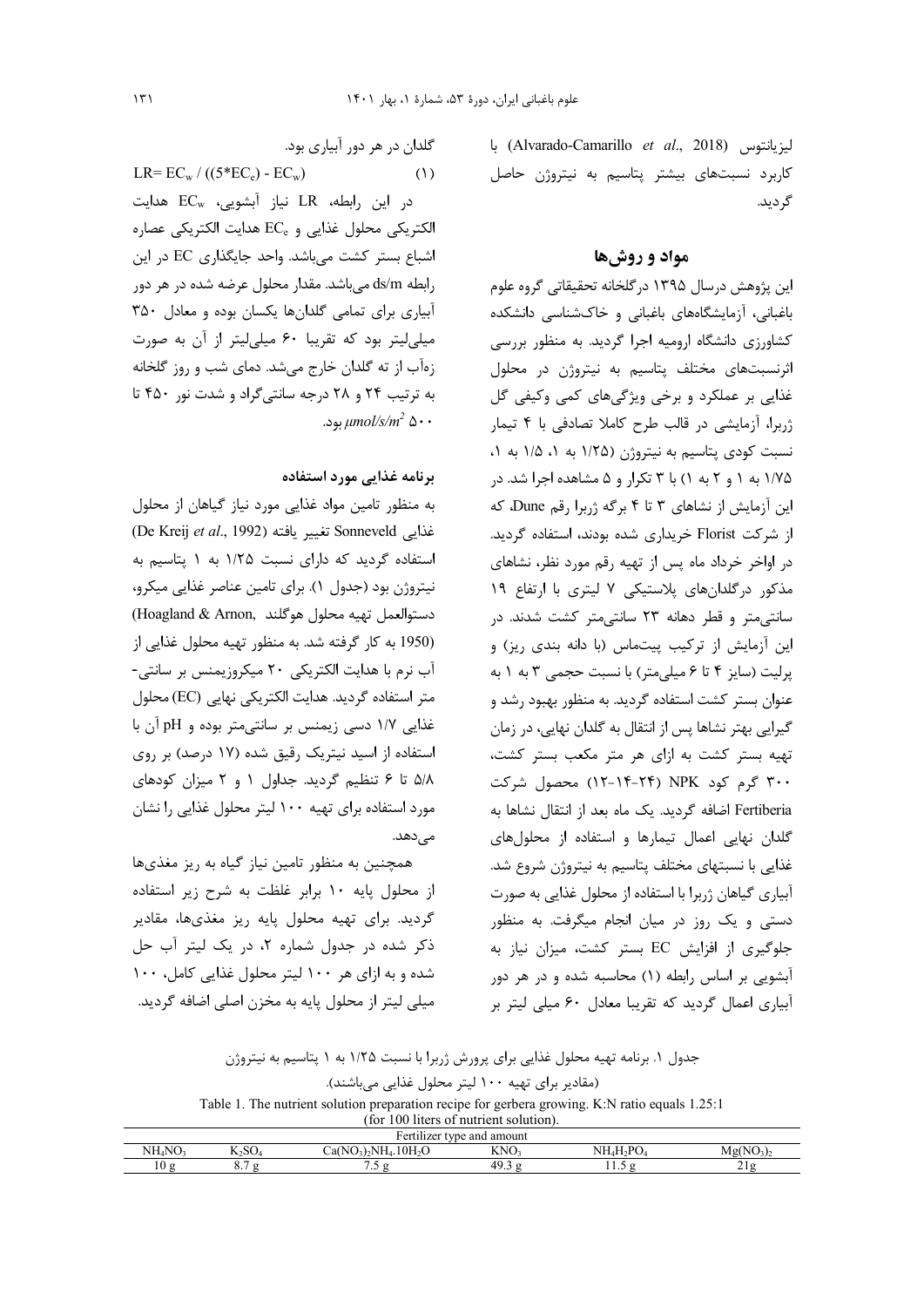لیزیانتوس (Alvarado-Camarillo *et al*., 2018) با کاربرد نسبت‌های بیشتر پتاسیم به نیتروژن حاصل گردید.

## مواد و روش‌ها

این پژوهش درسال ۱۳۹۵ درگلخانه تحقیقاتی گروه علوم باغبانی، آزمایشگاه‌های باغبانی و خاک‌شناسی دانشکده کشاورزی دانشگاه ارومیه اجرا گردید. به منظور بررسی اثرنسبت‌های مختلف پتاسیم به نیتروژن در محلول غذایی بر عملکرد و برخی ویژگی‌های کمی وکیفی گل ژربرا، آزمایشی در قالب طرح کاملا تصادفی با ۴ تیمار نسبت کودی پتاسیم به نیتروژن (۱/۲۵ به ۱، ۱/۵ به ۱، ۱/۷۵ به ۱ و ۲ به ۱) با ۳ تکرار و ۵ مشاهده اجرا شد. در این آزمایش از نشاهای ۳ تا ۴ برگه ژربرا رقم Dune، که از شرکت Florist خریداری شده بودند، استفاده گردید. در اواخر خرداد ماه پس از تهیه رقم مورد نظر، نشاهای مذکور درگلدان‌های پلاستیکی ۷ لیتری با ارتفاع ۱۹ سانتی‌متر و قطر دهانه ۲۳ سانتی‌متر کشت شدند. در این آزمایش از ترکیب پیت‌ماس (با دانه بندی ریز) و پرلیت (سایز ۴ تا ۶ میلی‌متر) با نسبت حجمی ۳ به ۱ به عنوان بستر کشت استفاده گردید. به منظور بهبود رشد و گیرایی بهتر نشاها پس از انتقال به گلدان نهایی، در زمان تهیه بستر کشت به ازای هر متر مکعب بستر کشت، ۳۰۰ گرم کود NPK (۲۴-۱۴-۱۲) محصول شرکت Fertiberia اضافه گردید. یک ماه بعد از انتقال نشاها به گلدان نهایی اعمال تیمارها و استفاده از محلول‌های غذایی با نسبتهای مختلف پتاسیم به نیتروژن شروع شد. آبیاری گیاهان ژربرا با استفاده از محلول غذایی به صورت دستی و یک روز در میان انجام میگرفت. به منظور جلوگیری از افزایش EC بستر کشت، میزان نیاز به آبشویی بر اساس رابطه (۱) محاسبه شده و در هر دور آبیاری اعمال گردید که تقریبا معادل ۶۰ میلی لیتر بر گلدان در هر دور آبیاری بود.

$$LR = EC_w / ((5*EC_e) - EC_w) \qquad (1)$$

در این رابطه، LR نیاز آبشویی، $EC_w$ هدایت الکتریکی محلول غذایی و $EC_e$ هدایت الکتریکی عصاره اشباع بستر کشت می‌باشد. واحد جایگذاری EC در این رابطه ds/m می‌باشد. مقدار محلول عرضه شده در هر دور آبیاری برای تمامی گلدان‌ها یکسان بوده و معادل ۳۵۰ میلی‌لیتر بود که تقریبا ۶۰ میلی‌لیتر از آن به صورت زه‌آب از ته گلدان خارج می‌شد. دمای شب و روز گلخانه به ترتیب ۲۴ و ۲۸ درجه سانتی‌گراد و شدت نور ۴۵۰ تا ۵۰۰ $\mu mol/s/m^2$ بود.

### برنامه غذایی مورد استفاده

به منظور تامین مواد غذایی مورد نیاز گیاهان از محلول غذایی Sonneveld تغییر یافته (De Kreij *et al*., 1992) استفاده گردید که دارای نسبت ۱/۲۵ به ۱ پتاسیم به نیتروژن بود (جدول ۱). برای تامین عناصر غذایی میکرو، دستورالعمل تهیه محلول هوگلند (Hoagland & Arnon, 1950) به کار گرفته شد. به منظور تهیه محلول غذایی از آب نرم با هدایت الکتریکی ۲۰ میکروزیمنس بر سانتی‌متر استفاده گردید. هدایت الکتریکی نهایی (EC) محلول غذایی ۱/۷ دسی زیمنس بر سانتی‌متر بوده و pH آن با استفاده از اسید نیتریک رقیق شده (۱۷ درصد) بر روی ۵/۸ تا ۶ تنظیم گردید. جداول ۱ و ۲ میزان کودهای مورد استفاده برای تهیه ۱۰۰ لیتر محلول غذایی را نشان می‌دهد.

همچنین به منظور تامین نیاز گیاه به ریز مغذی‌ها از محلول پایه ۱۰ برابر غلظت به شرح زیر استفاده گردید. برای تهیه محلول پایه ریز مغذی‌ها، مقادیر ذکر شده در جدول شماره ۲، در یک لیتر آب حل شده و به ازای هر ۱۰۰ لیتر محلول غذایی کامل، ۱۰۰ میلی لیتر از محلول پایه به مخزن اصلی اضافه گردید.

جدول ۱. برنامه تهیه محلول غذایی برای پرورش ژربرا با نسبت ۱/۲۵ به ۱ پتاسیم به نیتروژن

(مقادیر برای تهیه ۱۰۰ لیتر محلول غذایی می‌باشند).

Table 1. The nutrient solution preparation recipe for gerbera growing. K:N ratio equals 1.25:1 (for 100 liters of nutrient solution).

| Fertilizer type and amount | | | | | |
|---|---|---|---|---|---|
| $NH_4NO_3$ | $K_2SO_4$ | $Ca(NO_3)_2NH_4.10H_2O$ | $KNO_3$ | $NH_4H_2PO_4$ | $Mg(NO_3)_2$ |
| 10 g | 8.7 g | 7.5 g | 49.3 g | 11.5 g | 21g |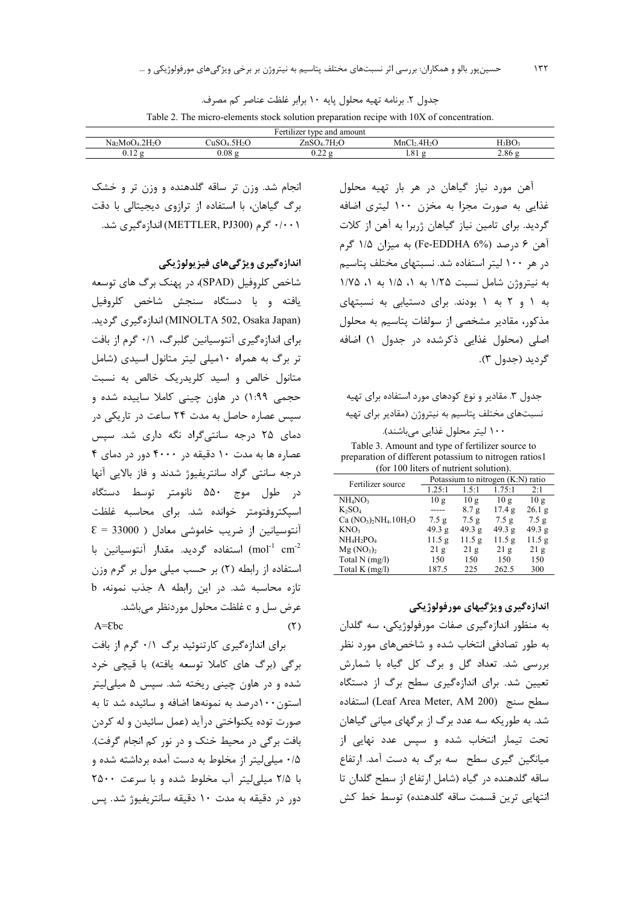جدول ۲. برنامه تهیه محلول پایه ۱۰ برابر غلظت عناصر کم مصرف.

Table 2. The micro-elements stock solution preparation recipe with 10X of concentration.

| Fertilizer type and amount | | | | |
|---|---|---|---|---|
| $Na_2MoO_4.2H_2O$ | $CuSO_4.5H_2O$ | $ZnSO_4.7H_2O$ | $MnCl_2.4H_2O$ | $H_3BO_3$ |
| 0.12 g | 0.08 g | 0.22 g | 1.81 g | 2.86 g |

آهن مورد نیاز گیاهان در هر بار تهیه محلول غذایی به صورت مجزا به مخزن ۱۰۰ لیتری اضافه گردید. برای تامین نیاز گیاهان ژربرا به آهن از کلات آهن ۶ درصد (Fe-EDDHA 6%) به میزان ۱/۵ گرم در هر ۱۰۰ لیتر استفاده شد. نسبتهای مختلف پتاسیم به نیتروژن شامل نسبت ۱/۲۵ به ۱، ۱/۵ به ۱، ۱/۷۵ به ۱ و ۲ به ۱ بودند. برای دستیابی به نسبتهای مذکور، مقادیر مشخصی از سولفات پتاسیم به محلول اصلی (محلول غذایی ذکرشده در جدول ۱) اضافه گردید (جدول ۳).

جدول ۳. مقادیر و نوع کودهای مورد استفاده برای تهیه نسبت‌های مختلف پتاسیم به نیتروژن (مقادیر برای تهیه ۱۰۰ لیتر محلول غذایی می‌باشند).

Table 3. Amount and type of fertilizer source to preparation of different potassium to nitrogen ratios1 (for 100 liters of nutrient solution).

| Fertilizer source | Potassium to nitrogen (K:N) ratio | | | |
|---|---|---|---|---|
| | 1.25:1 | 1.5:1 | 1.75:1 | 2:1 |
| $NH_4NO_3$ | 10 g | 10 g | 10 g | 10 g |
| $K_2SO_4$ | ----- | 8.7 g | 17.4 g | 26.1 g |
| $Ca(NO_3)_2NH_4.10H_2O$ | 7.5 g | 7.5 g | 7.5 g | 7.5 g |
| $KNO_3$ | 49.3 g | 49.3 g | 49.3 g | 49.3 g |
| $NH_4H_2PO_4$ | 11.5 g | 11.5 g | 11.5 g | 11.5 g |
| $Mg(NO_3)_2$ | 21 g | 21 g | 21 g | 21 g |
| Total N (mg/l) | 150 | 150 | 150 | 150 |
| Total K (mg/l) | 187.5 | 225 | 262.5 | 300 |

### اندازه‌گیری ویژگیهای مورفولوژیکی

به منظور اندازه‌گیری صفات مورفولوژیکی، سه گلدان به طور تصادفی انتخاب شده و شاخص‌های مورد نظر بررسی شد. تعداد گل و برگ کل گیاه با شمارش تعیین شد. برای اندازه‌گیری سطح برگ از دستگاه سطح سنج (Leaf Area Meter, AM 200) استفاده شد. به طوریکه سه عدد برگ از برگهای میانی گیاهان تحت تیمار انتخاب شده و سپس عدد نهایی از میانگین گیری سطح سه برگ به دست آمد. ارتفاع ساقه گلدهنده در گیاه (شامل ارتفاع از سطح گلدان تا انتهایی ترین قسمت ساقه گلدهنده) توسط خط کش انجام شد. وزن تر ساقه گلدهنده و وزن تر و خشک برگ گیاهان، با استفاده از ترازوی دیجیتالی با دقت ۰/۰۰۱ گرم (METTLER, PJ300) اندازه‌گیری شد.

### اندازه‌گیری ویژگی‌های فیزیولوژیکی

شاخص کلروفیل (SPAD)، در پهنک برگ های توسعه یافته و با دستگاه سنجش شاخص کلروفیل (MINOLTA 502, Osaka Japan) اندازه‌گیری گردید. برای اندازه‌گیری آنتوسیانین گلبرگ، ۰/۱ گرم از بافت تر برگ به همراه ۱۰میلی لیتر متانول اسیدی (شامل متانول خالص و اسید کلریدریک خالص به نسبت حجمی ۱:۹۹) در هاون چینی کاملا ساییده شده و سپس عصاره حاصل به مدت ۲۴ ساعت در تاریکی در دمای ۲۵ درجه سانتی‌گراد نگه داری شد. سپس عصاره ها به مدت ۱۰ دقیقه در ۴۰۰۰ دور در دمای ۴ درجه سانتی گراد سانتریفیوژ شدند و فاز بالایی آنها در طول موج ۵۵۰ نانومتر توسط دستگاه اسپکتروفتومتر خوانده شد. برای محاسبه غلظت آنتوسیانین از ضریب خاموشی معادل ( $\mathcal{E} = 33000$ $mol^{-1}\ cm^{-2}$) استفاده گردید. مقدار آنتوسیانین با استفاده از رابطه (۲) بر حسب میلی مول بر گرم وزن تازه محاسبه شد. در این رابطه A جذب نمونه، b عرض سل و c غلظت محلول موردنظر می‌باشد.

$$A=\mathcal{E}bc \qquad (۲)$$

برای اندازه‌گیری کارتنوئید برگ ۰/۱ گرم از بافت برگی (برگ های کاملا توسعه یافته) با قیچی خرد شده و در هاون چینی ریخته شد. سپس ۵ میلی‌لیتر استون۱۰۰درصد به نمونه‌ها اضافه و سائیده شد تا به صورت توده یکنواختی درآید (عمل سائیدن و له کردن بافت برگی در محیط خنک و در نور کم انجام گرفت). ۰/۵ میلی‌لیتر از مخلوط به دست آمده برداشته شده و با ۲/۵ میلی‌لیتر آب مخلوط شده و با سرعت ۲۵۰۰ دور در دقیقه به مدت ۱۰ دقیقه سانتریفیوژ شد. پس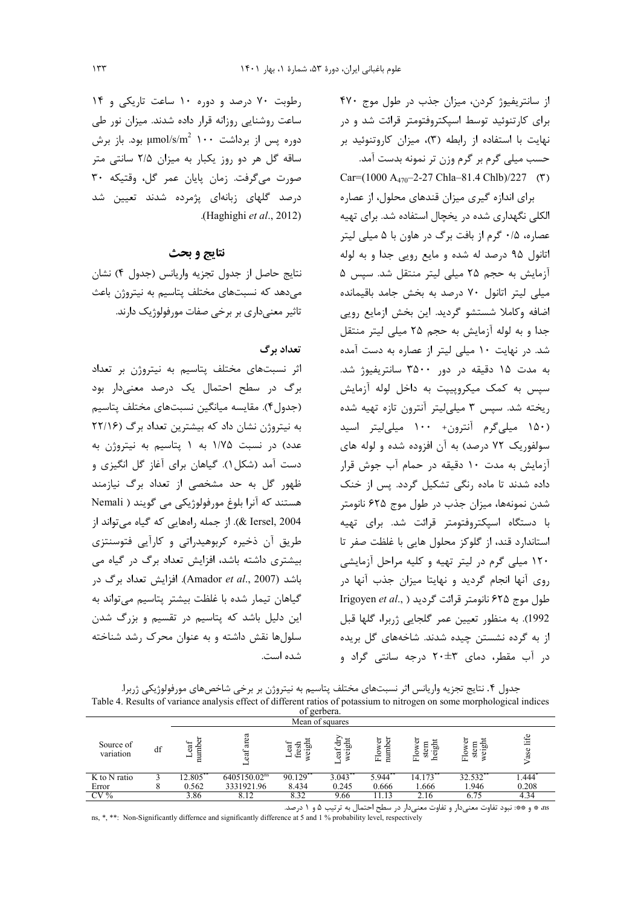از سانتریفیوژ کردن، میزان جذب در طول موج ۴۷۰ برای کارتنوئید توسط اسپکتروفتومتر قرائت شد و در نهایت با استفاده از رابطه (۳)، میزان کاروتنوئید بر حسب میلی گرم بر گرم وزن تر نمونه بدست آمد.

$$Car=(1000\ A_{470}-2\text{-}27\ Chla-81.4\ Chlb)/227 \quad (۳)$$

برای اندازه گیری میزان قندهای محلول، از عصاره الکلی نگهداری شده در یخچال استفاده شد. برای تهیه عصاره، ۰/۵ گرم از بافت برگ در هاون با ۵ میلی لیتر اتانول ۹۵ درصد له شده و مایع رویی جدا و به لوله آزمایش به حجم ۲۵ میلی لیتر منتقل شد. سپس ۵ میلی لیتر اتانول ۷۰ درصد به بخش جامد باقیمانده اضافه وکاملا شستشو گردید. این بخش ازمایع رویی جدا و به لوله آزمایش به حجم ۲۵ میلی لیتر منتقل شد. در نهایت ۱۰ میلی لیتر از عصاره به دست آمده به مدت ۱۵ دقیقه در دور ۳۵۰۰ سانتریفیوژ شد. سپس به کمک میکروپیپت به داخل لوله آزمایش ریخته شد. سپس ۳ میلی‌لیتر آنترون تازه تهیه شده (۱۵۰ میلی‌گرم آنترون+ ۱۰۰ میلی‌لیتر اسید سولفوریک ۷۲ درصد) به آن افزوده شده و لوله های آزمایش به مدت ۱۰ دقیقه در حمام آب جوش قرار داده شدند تا ماده رنگی تشکیل گردد. پس از خنک شدن نمونه‌ها، میزان جذب در طول موج ۶۲۵ نانومتر با دستگاه اسپکتروفتومتر قرائت شد. برای تهیه استاندارد قند، از گلوکز محلول هایی با غلظت صفر تا ۱۲۰ میلی گرم در لیتر تهیه و کلیه مراحل آزمایشی روی آنها انجام گردید و نهایتا میزان جذب آنها در طول موج ۶۲۵ نانومتر قرائت گردید (Irigoyen *et al*., 1992). به منظور تعیین عمر گلجایی ژربرا، گلها قبل از به گرده نشستن چیده شدند. شاخه‌های گل بریده در آب مقطر، دمای ۳±۲۰ درجه سانتی گراد و رطوبت ۷۰ درصد و دوره ۱۰ ساعت تاریکی و ۱۴ ساعت روشنایی روزانه قرار داده شدند. میزان نور طی دوره پس از برداشت ۱۰۰ $\mu mol/s/m^2$ بود. باز برش ساقه گل هر دو روز یکبار به میزان ۲/۵ سانتی متر صورت می‌گرفت. زمان پایان عمر گل، وقتیکه ۳۰ درصد گلهای زبانه‌ای پژمرده شدند تعیین شد (Haghighi *et al*., 2012).

## نتایج و بحث

نتایج حاصل از جدول تجزیه واریانس (جدول ۴) نشان می‌دهد که نسبت‌های مختلف پتاسیم به نیتروژن باعث تاثیر معنی‌داری بر برخی صفات مورفولوژیک دارند.

### تعداد برگ

اثر نسبت‌های مختلف پتاسیم به نیتروژن بر تعداد برگ در سطح احتمال یک درصد معنی‌دار بود (جدول۴). مقایسه میانگین نسبت‌های مختلف پتاسیم به نیتروژن نشان داد که بیشترین تعداد برگ (۲۲/۱۶ عدد) در نسبت ۱/۷۵ به ۱ پتاسیم به نیتروژن به دست آمد (شکل۱). گیاهان برای آغاز گل انگیزی و ظهور گل به حد مشخصی از تعداد برگ نیازمند هستند که آنرا بلوغ مورفولوژیکی می گویند (Nemali & Iersel, 2004). از جمله راه‌هایی که گیاه می‌تواند از طریق آن ذخیره کربوهیدراتی و کارآیی فتوسنتزی بیشتری داشته باشد، افزایش تعداد برگ در گیاه می باشد (Amador *et al*., 2007). افزایش تعداد برگ در گیاهان تیمار شده با غلظت بیشتر پتاسیم می‌تواند به این دلیل باشد که پتاسیم در تقسیم و بزرگ شدن سلول‌ها نقش داشته و به عنوان محرک رشد شناخته شده است.

جدول ۴. نتایج تجزیه واریانس اثر نسبت‌های مختلف پتاسیم به نیتروژن بر برخی شاخص‌های مورفولوژیکی ژربرا.

Table 4. Results of variance analysis effect of different ratios of potassium to nitrogen on some morphological indices of gerbera.

| Source of variation | df | Mean of squares | | | | | | | |
|---|---|---|---|---|---|---|---|---|---|
| | | Leaf number | Leaf area | Leaf fresh weight | Leaf dry weight | Flower number | Flower stem height | Flower stem weight | Vase life |
| K to N ratio | 3 | 12.805** | 6405150.02ns | 90.129** | 3.043** | 5.944** | 14.173** | 32.532** | 1.444* |
| Error | 8 | 0.562 | 3331921.96 | 8.434 | 0.245 | 0.666 | 1.666 | 1.946 | 0.208 |
| CV % | | 3.86 | 8.12 | 8.32 | 9.66 | 11.13 | 2.16 | 6.75 | 4.34 |

ns، * و **: نبود تفاوت معنی‌دار و تفاوت معنی‌دار در سطح احتمال به ترتیب ۵ و ۱ درصد.

ns, *, **: Non-Significantly differnce and significantly difference at 5 and 1 % probability level, respectively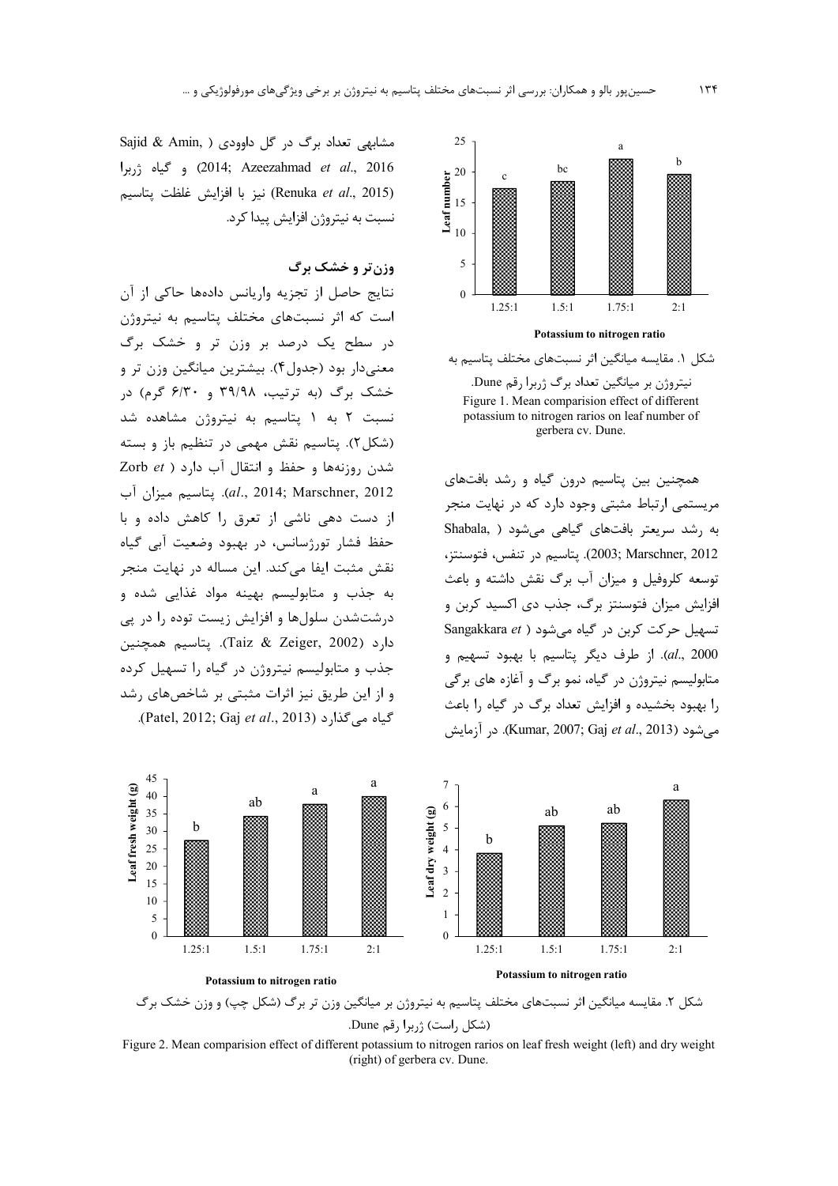مشابهی تعداد برگ در گل داوودی (Sajid & Amin, 2014; Azeezahmad *et al*., 2016) و گیاه ژربرا (Renuka *et al*., 2015) نیز با افزایش غلظت پتاسیم نسبت به نیتروژن افزایش پیدا کرد.

شکل ۱. مقایسه میانگین اثر نسبت‌های مختلف پتاسیم به نیتروژن بر میانگین تعداد برگ ژربرا رقم Dune.

Figure 1. Mean comparision effect of different potassium to nitrogen rarios on leaf number of gerbera cv. Dune.

همچنین بین پتاسیم درون گیاه و رشد بافت‌های مریستمی ارتباط مثبتی وجود دارد که در نهایت منجر به رشد سریعتر بافت‌های گیاهی می‌شود (Shabala, 2003; Marschner, 2012). پتاسیم در تنفس، فتوسنتز، توسعه کلروفیل و میزان آب برگ نقش داشته و باعث افزایش میزان فتوسنتز برگ، جذب دی اکسید کربن و تسهیل حرکت کربن در گیاه می‌شود (Sangakkara *et al*., 2000). از طرف دیگر پتاسیم با بهبود تسهیم و متابولیسم نیتروژن در گیاه، نمو برگ و آغازه های برگی را بهبود بخشیده و افزایش تعداد برگ در گیاه را باعث می‌شود (Kumar, 2007; Gaj *et al*., 2013). در آزمایش

### وزن‌تر و خشک برگ

نتایج حاصل از تجزیه واریانس داده‌ها حاکی از آن است که اثر نسبت‌های مختلف پتاسیم به نیتروژن در سطح یک درصد بر وزن تر و خشک برگ معنی‌دار بود (جدول۴). بیشترین میانگین وزن تر و خشک برگ (به ترتیب، ۳۹/۹۸ و ۶/۳۰ گرم) در نسبت ۲ به ۱ پتاسیم به نیتروژن مشاهده شد (شکل۲). پتاسیم نقش مهمی در تنظیم باز و بسته شدن روزنه‌ها و حفظ و انتقال آب دارد (Zorb *et al*., 2014; Marschner, 2012). پتاسیم میزان آب از دست دهی ناشی از تعرق را کاهش داده و با حفظ فشار تورژسانس، در بهبود وضعیت آبی گیاه نقش مثبت ایفا می‌کند. این مساله در نهایت منجر به جذب و متابولیسم بهینه مواد غذایی شده و درشت‌شدن سلول‌ها و افزایش زیست توده را در پی دارد (Taiz & Zeiger, 2002). پتاسیم همچنین جذب و متابولیسم نیتروژن در گیاه را تسهیل کرده و از این طریق نیز اثرات مثبتی بر شاخص‌های رشد گیاه می‌گذارد (Patel, 2012; Gaj *et al*., 2013).

شکل ۲. مقایسه میانگین اثر نسبت‌های مختلف پتاسیم به نیتروژن بر میانگین وزن تر برگ (شکل چپ) و وزن خشک برگ (شکل راست) ژربرا رقم Dune.

Figure 2. Mean comparision effect of different potassium to nitrogen rarios on leaf fresh weight (left) and dry weight (right) of gerbera cv. Dune.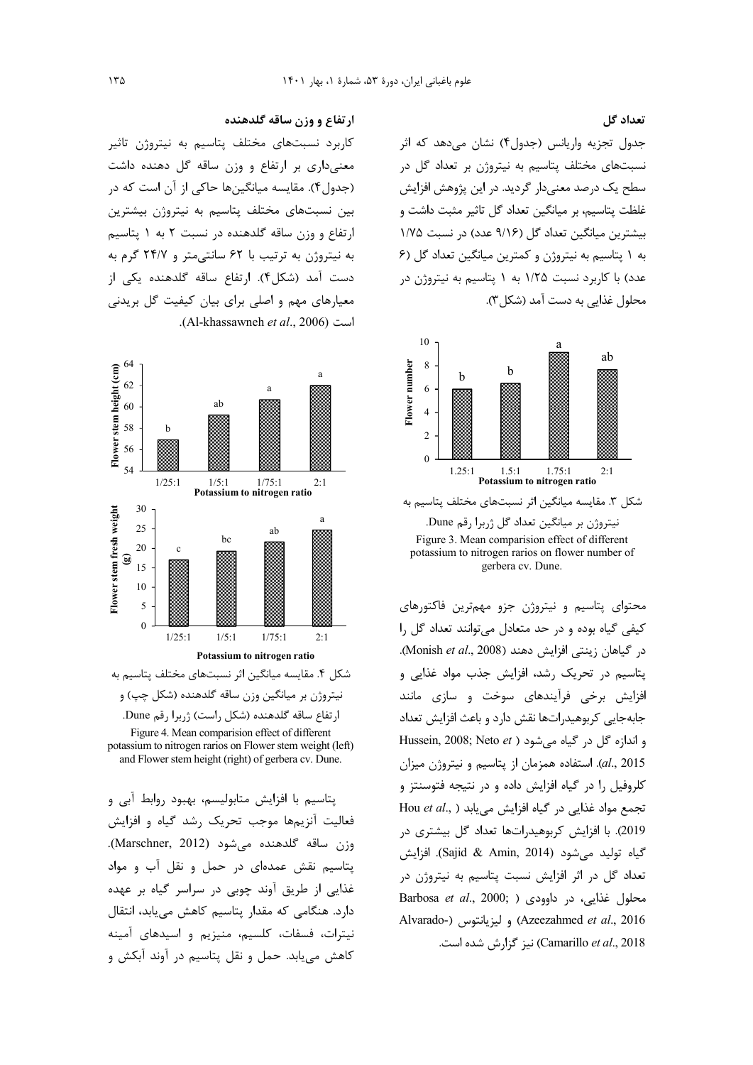## تعداد گل

جدول تجزیه واریانس (جدول۴) نشان می‌دهد که اثر نسبت‌های مختلف پتاسیم به نیتروژن بر تعداد گل در سطح یک درصد معنی‌دار گردید. در این پژوهش افزایش غلظت پتاسیم، بر میانگین تعداد گل تاثیر مثبت داشت و بیشترین میانگین تعداد گل (۹/۱۶ عدد) در نسبت ۱/۷۵ به ۱ پتاسیم به نیتروژن و کمترین میانگین تعداد گل (۶ عدد) با کاربرد نسبت ۱/۲۵ به ۱ پتاسیم به نیتروژن در محلول غذایی به دست آمد (شکل۳).

شکل ۳. مقایسه میانگین اثر نسبت‌های مختلف پتاسیم به نیتروژن بر میانگین تعداد گل ژربرا رقم Dune.

Figure 3. Mean comparision effect of different potassium to nitrogen rarios on flower number of gerbera cv. Dune.

محتوای پتاسیم و نیتروژن جزو مهم‌ترین فاکتورهای کیفی گیاه بوده و در حد متعادل می‌توانند تعداد گل را در گیاهان زینتی افزایش دهند (Monish *et al*., 2008). پتاسیم در تحریک رشد، افزایش جذب مواد غذایی و افزایش برخی فرآیندهای سوخت و سازی مانند جابه‌جایی کربوهیدرات‌ها نقش دارد و باعث افزایش تعداد و اندازه گل در گیاه می‌شود (Hussein, 2008; Neto *et al*., 2015). استفاده همزمان از پتاسیم و نیتروژن میزان کلروفیل را در گیاه افزایش داده و در نتیجه فتوسنتز و تجمع مواد غذایی در گیاه افزایش می‌یابد (Hou *et al*., 2019). با افزایش کربوهیدرات‌ها تعداد گل بیشتری در گیاه تولید می‌شود (Sajid & Amin, 2014). افزایش تعداد گل در اثر افزایش نسبت پتاسیم به نیتروژن در محلول غذایی، در داوودی (Barbosa *et al*., 2000; Azeezahmed *et al*., 2016) و لیزیانتوس (Alvarado-Camarillo *et al*., 2018) نیز گزارش شده است.

## ارتفاع و وزن ساقه گلدهنده

کاربرد نسبت‌های مختلف پتاسیم به نیتروژن تاثیر معنی‌داری بر ارتفاع و وزن ساقه گل دهنده داشت (جدول۴). مقایسه میانگین‌ها حاکی از آن است که در بین نسبت‌های مختلف پتاسیم به نیتروژن بیشترین ارتفاع و وزن ساقه گلدهنده در نسبت ۲ به ۱ پتاسیم به نیتروژن به ترتیب با ۶۲ سانتی‌متر و ۲۴/۷ گرم به دست آمد (شکل۴). ارتفاع ساقه گلدهنده یکی از معیارهای مهم و اصلی برای بیان کیفیت گل بریدنی است (Al-khassawneh *et al*., 2006).

شکل ۴. مقایسه میانگین اثر نسبت‌های مختلف پتاسیم به نیتروژن بر میانگین وزن ساقه گلدهنده (شکل چپ) و ارتفاع ساقه گلدهنده (شکل راست) ژربرا رقم Dune.

Figure 4. Mean comparision effect of different potassium to nitrogen rarios on Flower stem weight (left) and Flower stem height (right) of gerbera cv. Dune.

پتاسیم با افزایش متابولیسم، بهبود روابط آبی و فعالیت آنزیم‌ها موجب تحریک رشد گیاه و افزایش وزن ساقه گلدهنده می‌شود (Marschner, 2012). پتاسیم نقش عمده‌ای در حمل و نقل آب و مواد غذایی از طریق آوند چوبی در سراسر گیاه بر عهده دارد. هنگامی که مقدار پتاسیم کاهش می‌یابد، انتقال نیترات، فسفات، کلسیم، منیزیم و اسیدهای آمینه کاهش می‌یابد. حمل و نقل پتاسیم در آوند آبکش و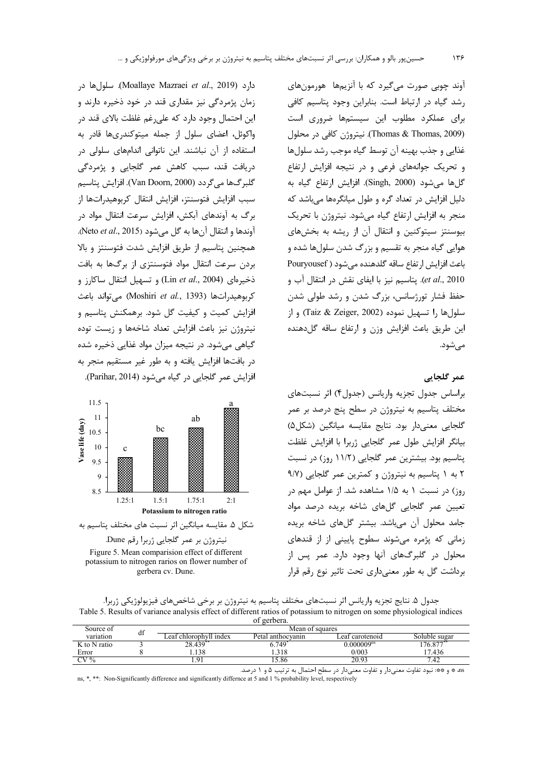آوند چوبی صورت می‌گیرد که با آنزیم‌ها هورمون‌های رشد گیاه در ارتباط است. بنابراین وجود پتاسیم کافی برای عملکرد مطلوب این سیستم‌ها ضروری است (Thomas & Thomas, 2009). نیتروژن کافی در محلول غذایی و جذب بهینه آن توسط گیاه موجب رشد سلول‌ها و تحریک جوانه‌های فرعی و در نتیجه افزایش ارتفاع گل‌ها می‌شود (Singh, 2000). افزایش ارتفاع گیاه به دلیل افزایش در تعداد گره و طول میانگره‌ها می‌باشد که منجر به افزایش ارتفاع گیاه می‌شود. نیتروژن با تحریک بیوسنتز سیتوکنین و انتقال آن از ریشه به بخش‌های هوایی گیاه منجر به تقسیم و بزرگ شدن سلول‌ها شده و باعث افزایش ارتفاع ساقه گلدهنده می‌شود (Pouryousef *et al*., 2010). پتاسیم نیز با ایفای نقش در انتقال آب و حفظ فشار تورژسانس، بزرگ شدن و رشد طولی شدن سلول‌ها را تسهیل نموده (Taiz & Zeiger, 2002) و از این طریق باعث افزایش وزن و ارتفاع ساقه گل‌دهنده می‌شود.

## عمر گلجایی

براساس جدول تجزیه واریانس (جدول۴) اثر نسبت‌های مختلف پتاسیم به نیتروژن در سطح پنج درصد بر عمر گلجایی معنی‌دار بود. نتایج مقایسه میانگین (شکل۵) بیانگر افزایش طول عمر گلجایی ژربرا با افزایش غلظت پتاسیم بود. بیشترین عمر گلجایی (۱۱/۲ روز) در نسبت ۲ به ۱ پتاسیم به نیتروژن و کمترین عمر گلجایی (۹/۷ روز) در نسبت ۱ به ۱/۵ مشاهده شد. از عوامل مهم در تعیین عمر گلجایی گل‌های شاخه بریده درصد مواد جامد محلول آن می‌باشد. بیشتر گل‌های شاخه بریده زمانی که پژمرده می‌شوند سطوح پایینی از از قندهای محلول در گلبرگ‌های آنها وجود دارد. عمر پس از برداشت گل به طور معنی‌داری تحت تاثیر نوع رقم قرار دارد (Moallaye Mazraei *et al*., 2019). سلول‌ها در زمان پژمردگی نیز مقداری قند در خود ذخیره دارند و این احتمال وجود دارد که علی‌رغم غلظت بالای قند در واکوئل، اعضای سلول از جمله میتوکندری‌ها قادر به استفاده از آن نباشند. این ناتوانی اندام‌های سلولی در دریافت قند، سبب کاهش عمر گلجایی و پژمردگی گلبرگ‌ها می‌گردد (Van Doorn, 2000). افزایش پتاسیم سبب افزایش فتوسنتز، افزایش انتقال کربوهیدرات‌ها از برگ به آوندهای آبکش، افزایش سرعت انتقال مواد در آوندها و انتقال آن‌ها به گل می‌شود (Neto *et al*., 2015). همچنین پتاسیم از طریق افزایش شدت فتوسنتز و بالا بردن سرعت انتقال مواد فتوسنتزی از برگ‌ها به بافت ذخیره‌ای (Lin *et al*., 2004) و تسهیل انتقال ساکارز و کربوهیدرات‌ها (Moshiri *et al*., 1393) می‌تواند باعث افزایش کمیت و کیفیت گل شود. برهمکنش پتاسیم و نیتروژن نیز باعث افزایش تعداد شاخه‌ها و زیست توده گیاهی می‌شود. در نتیجه میزان مواد غذایی ذخیره شده در بافت‌ها افزایش یافته و به طور غیر مستقیم منجر به افزایش عمر گلجایی در گیاه می‌شود (Parihar, 2014).

| Potassium to nitrogen ratio | Vase life (day) | |
|---|---|---|
| 1.25:1 | ~9.7 | c |
| 1.5:1 | ~10.3 | bc |
| 1.75:1 | ~10.6 | ab |
| 2:1 | ~11.2 | a |

شکل ۵. مقایسه میانگین اثر نسبت های مختلف پتاسیم به نیتروژن بر عمر گلجایی ژربرا رقم Dune.

Figure 5. Mean comparision effect of different potassium to nitrogen rarios on flower number of gerbera cv. Dune.

جدول ۵. نتایج تجزیه واریانس اثر نسبت‌های مختلف پتاسیم به نیتروژن بر برخی شاخص‌های فیزیولوژیکی ژربرا.

Table 5. Results of variance analysis effect of different ratios of potassium to nitrogen on some physiological indices of gerbera.

| Source of variation | df | Mean of squares | | | |
|---|---|---|---|---|---|
| | | Leaf chlorophyll index | Petal anthocyanin | Leaf carotenoid | Soluble sugar |
| K to N ratio | 3 | 28.439** | 6.749* | 0.000009ns | 176.877** |
| Error | 8 | 1.138 | 1.318 | 0/003 | 17.436 |
| CV % | | 1.91 | 15.86 | 20.93 | 7.42 |

ns، * و **: نبود تفاوت معنی‌دار و تفاوت معنی‌دار در سطح احتمال به ترتیب ۵ و ۱ درصد.

ns, *, **: Non-Significantly difference and significantly differnce at 5 and 1 % probability level, respectively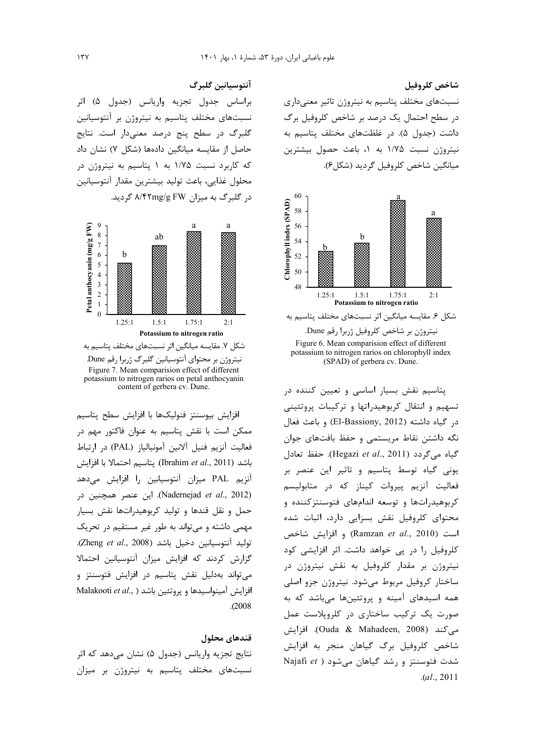### شاخص کلروفیل

نسبت‌های مختلف پتاسیم به نیتروژن تاثیر معنی‌داری در سطح احتمال یک درصد بر شاخص کلروفیل برگ داشت (جدول ۵). در غلظت‌های مختلف پتاسیم به نیتروژن نسبت ۱/۷۵ به ۱، باعث حصول بیشترین میانگین شاخص کلروفیل گردید (شکل۶).

شکل ۶. مقایسه میانگین اثر نسبت‌های مختلف پتاسیم به نیتروژن بر شاخص کلروفیل ژربرا رقم Dune.

Figure 6. Mean comparision effect of different potassium to nitrogen rarios on chlorophyll index (SPAD) of gerbera cv. Dune.

پتاسیم نقش بسیار اساسی و تعیین کننده در تسهیم و انتقال کربوهیدراتها و ترکیبات پروتئینی در گیاه داشته (El-Bassiony, 2012) و باعث فعال نگه داشتن نقاط مریستمی و حفظ بافت‌های جوان گیاه می‌گردد (Hegazi *et al*., 2011). حفظ تعادل یونی گیاه توسط پتاسیم و تاثیر این عنصر بر فعالیت آنزیم پیروات کیناز که در متابولیسم کربوهیدرات‌ها و توسعه اندام‌های فتوسنتزکننده و محتوای کلروفیل نقش بسزایی دارد، اثبات شده است (Ramzan *et al*., 2010) و افزایش شاخص کلروفیل را در پی خواهد داشت. اثر افزایشی کود نیتروژن بر مقدار کلروفیل به نقش نیتروژن در ساختار کروفیل مربوط می‌شود. نیتروژن جزو اصلی همه اسیدهای آمینه و پروتئین‌ها می‌باشد که به صورت یک ترکیب ساختاری در کلروپلاست عمل می‌کند (Ouda & Mahadeen, 2008). افزایش شاخص کلروفیل برگ گیاهان منجر به افزایش شدت فتوسنتز و رشد گیاهان می‌شود (Najafi *et al*., 2011).

### آنتوسیانین گلبرگ

براساس جدول تجزیه واریانس (جدول ۵) اثر نسبت‌های مختلف پتاسیم به نیتروژن بر آنتوسیانین گلبرگ در سطح پنج درصد معنی‌دار است. نتایج حاصل از مقایسه میانگین داده‌ها (شکل ۷) نشان داد که کاربرد نسبت ۱/۷۵ به ۱ پتاسیم به نیتروژن در محلول غذایی، باعث تولید بیشترین مقدار آنتوسیانین در گلبرگ به میزان ۸/۴۲mg/g FW گردید.

شکل ۷. مقایسه میانگین اثر نسبت‌های مختلف پتاسیم به نیتروژن بر محتوای آنتوسیانین گلبرگ ژربرا رقم Dune.

Figure 7. Mean comparision effect of different potassium to nitrogen rarios on petal anthocyanin content of gerbera cv. Dune.

افزایش بیوسنتز فنولیک‌ها با افزایش سطح پتاسیم ممکن است با نقش پتاسیم به عنوان فاکتور مهم در فعالیت آنزیم فنیل آلانین آمونیالیاز (PAL) در ارتباط باشد (Ibrahim *et al*., 2011). پتاسیم احتمالا با افزایش آنزیم PAL میزان آنتوسیانین را افزایش می‌دهد (Nadernejad *et al*., 2012). این عنصر همچنین در حمل و نقل قندها و تولید کربوهیدرات‌ها نقش بسیار مهمی داشته و می‌تواند به طور غیر مستقیم در تحریک تولید آنتوسیانین دخیل باشد (Zheng *et al*., 2008). گزارش کردند که افزایش میزان آنتوسیانین احتمالا می‌تواند به‌دلیل نقش پتاسیم در افزایش فتوسنتز و افزایش آمینواسیدها و پروتئین باشد (Malakooti *et al*., 2008).

### قندهای محلول

نتایج تجزیه واریانس (جدول ۵) نشان می‌دهد که اثر نسبت‌های مختلف پتاسیم به نیتروژن بر میزان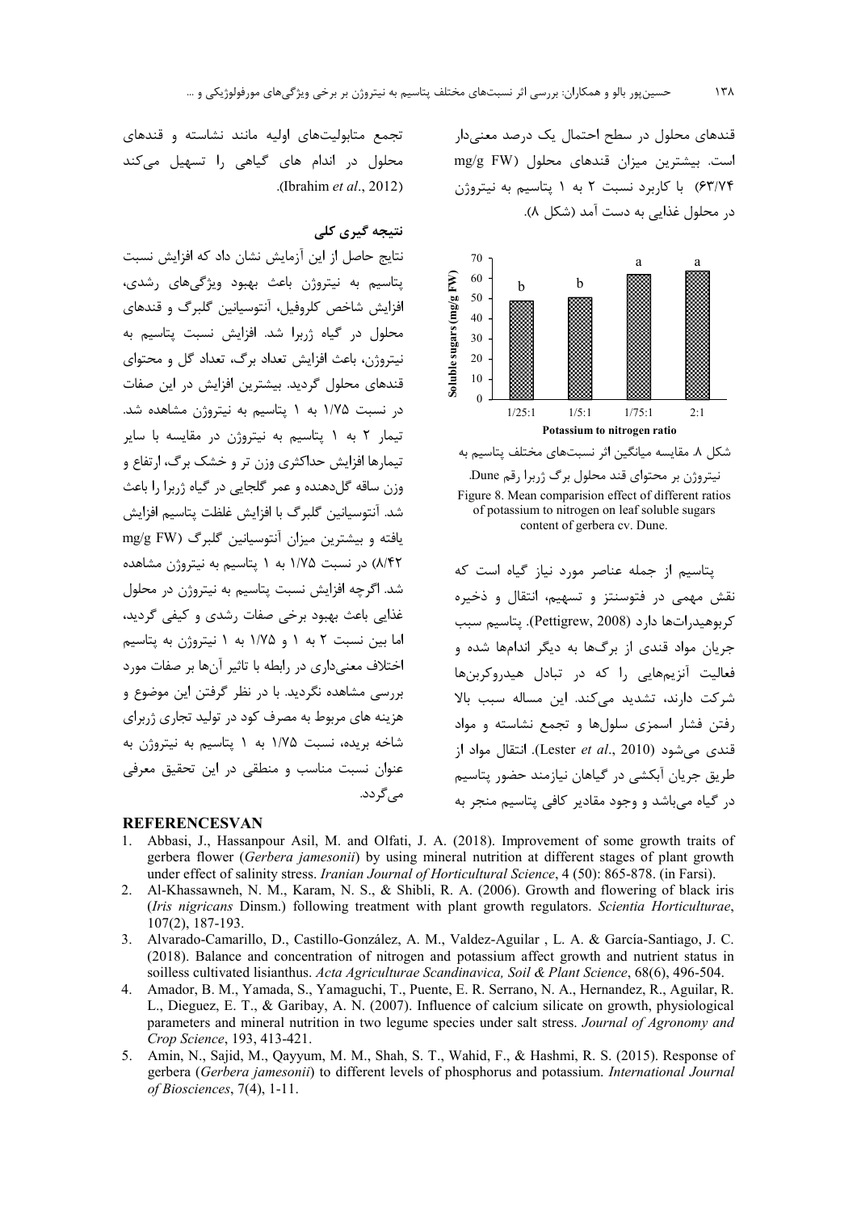قندهای محلول در سطح احتمال یک درصد معنی‌دار است. بیشترین میزان قندهای محلول (mg/g FW ۶۳/۷۴) با کاربرد نسبت ۲ به ۱ پتاسیم به نیتروژن در محلول غذایی به دست آمد (شکل ۸).

| Potassium to nitrogen ratio | Soluble sugars (mg/g FW) | |
|---|---|---|
| 1/25:1 | ~49 | b |
| 1/5:1 | ~50 | b |
| 1/75:1 | ~62 | a |
| 2:1 | ~64 | a |

شکل ۸. مقایسه میانگین اثر نسبت‌های مختلف پتاسیم به نیتروژن بر محتوای قند محلول برگ ژربرا رقم Dune.

Figure 8. Mean comparision effect of different ratios of potassium to nitrogen on leaf soluble sugars content of gerbera cv. Dune.

پتاسیم از جمله عناصر مورد نیاز گیاه است که نقش مهمی در فتوسنتز و تسهیم، انتقال و ذخیره کربوهیدرات‌ها دارد (Pettigrew, 2008). پتاسیم سبب جریان مواد قندی از برگ‌ها به دیگر اندام‌ها شده و فعالیت آنزیم‌هایی را که در تبادل هیدروکربن‌ها شرکت دارند، تشدید می‌کند. این مساله سبب بالا رفتن فشار اسمزی سلول‌ها و تجمع نشاسته و مواد قندی می‌شود (Lester *et al*., 2010). انتقال مواد از طریق جریان آبکشی در گیاهان نیازمند حضور پتاسیم در گیاه می‌باشد و وجود مقادیر کافی پتاسیم منجر به تجمع متابولیت‌های اولیه مانند نشاسته و قندهای محلول در اندام های گیاهی را تسهیل می‌کند (Ibrahim *et al*., 2012).

## نتیجه گیری کلی

نتایج حاصل از این آزمایش نشان داد که افزایش نسبت پتاسیم به نیتروژن باعث بهبود ویژگی‌های رشدی، افزایش شاخص کلروفیل، آنتوسیانین گلبرگ و قندهای محلول در گیاه ژربرا شد. افزایش نسبت پتاسیم به نیتروژن، باعث افزایش تعداد برگ، تعداد گل و محتوای قندهای محلول گردید. بیشترین افزایش در این صفات در نسبت ۱/۷۵ به ۱ پتاسیم به نیتروژن مشاهده شد. تیمار ۲ به ۱ پتاسیم به نیتروژن در مقایسه با سایر تیمارها افزایش حداکثری وزن تر و خشک برگ، ارتفاع و وزن ساقه گل‌دهنده و عمر گلجایی در گیاه ژربرا را باعث شد. آنتوسیانین گلبرگ با افزایش غلظت پتاسیم افزایش یافته و بیشترین میزان آنتوسیانین گلبرگ (mg/g FW ۸/۴۲) در نسبت ۱/۷۵ به ۱ پتاسیم به نیتروژن مشاهده شد. اگرچه افزایش نسبت پتاسیم به نیتروژن در محلول غذایی باعث بهبود برخی صفات رشدی و کیفی گردید، اما بین نسبت ۲ به ۱ و ۱/۷۵ به ۱ نیتروژن به پتاسیم اختلاف معنی‌داری در رابطه با تاثیر آن‌ها بر صفات مورد بررسی مشاهده نگردید. با در نظر گرفتن این موضوع و هزینه های مربوط به مصرف کود در تولید تجاری ژربرای شاخه بریده، نسبت ۱/۷۵ به ۱ پتاسیم به نیتروژن به عنوان نسبت مناسب و منطقی در این تحقیق معرفی می‌گردد.

## REFERENCESVAN

1. Abbasi, J., Hassanpour Asil, M. and Olfati, J. A. (2018). Improvement of some growth traits of gerbera flower (*Gerbera jamesonii*) by using mineral nutrition at different stages of plant growth under effect of salinity stress. *Iranian Journal of Horticultural Science*, 4 (50): 865-878. (in Farsi).
2. Al-Khassawneh, N. M., Karam, N. S., & Shibli, R. A. (2006). Growth and flowering of black iris (*Iris nigricans* Dinsm.) following treatment with plant growth regulators. *Scientia Horticulturae*, 107(2), 187-193.
3. Alvarado-Camarillo, D., Castillo-González, A. M., Valdez-Aguilar , L. A. & García-Santiago, J. C. (2018). Balance and concentration of nitrogen and potassium affect growth and nutrient status in soilless cultivated lisianthus. *Acta Agriculturae Scandinavica, Soil & Plant Science*, 68(6), 496-504.
4. Amador, B. M., Yamada, S., Yamaguchi, T., Puente, E. R. Serrano, N. A., Hernandez, R., Aguilar, R. L., Dieguez, E. T., & Garibay, A. N. (2007). Influence of calcium silicate on growth, physiological parameters and mineral nutrition in two legume species under salt stress. *Journal of Agronomy and Crop Science*, 193, 413-421.
5. Amin, N., Sajid, M., Qayyum, M. M., Shah, S. T., Wahid, F., & Hashmi, R. S. (2015). Response of gerbera (*Gerbera jamesonii*) to different levels of phosphorus and potassium. *International Journal of Biosciences*, 7(4), 1-11.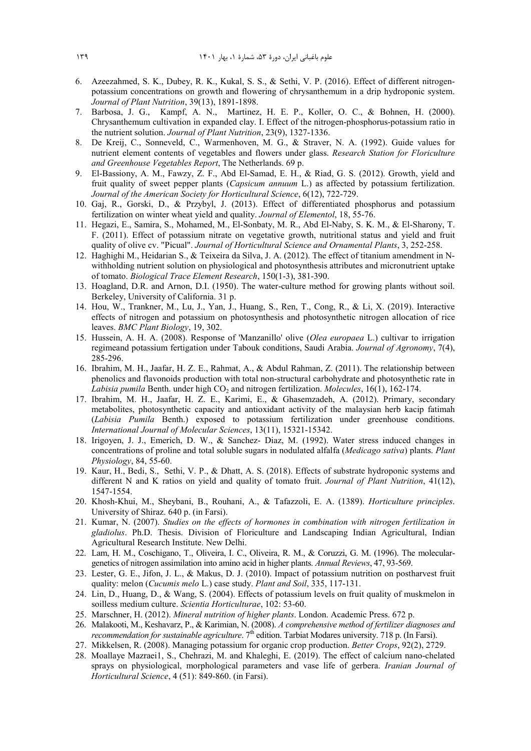6. Azeezahmed, S. K., Dubey, R. K., Kukal, S. S., & Sethi, V. P. (2016). Effect of different nitrogen-potassium concentrations on growth and flowering of chrysanthemum in a drip hydroponic system. *Journal of Plant Nutrition*, 39(13), 1891-1898.
7. Barbosa, J. G., Kampf, A. N., Martinez, H. E. P., Koller, O. C., & Bohnen, H. (2000). Chrysanthemum cultivation in expanded clay. I. Effect of the nitrogen-phosphorus-potassium ratio in the nutrient solution. *Journal of Plant Nutrition*, 23(9), 1327-1336.
8. De Kreij, C., Sonneveld, C., Warmenhoven, M. G., & Straver, N. A. (1992). Guide values for nutrient element contents of vegetables and flowers under glass. *Research Station for Floriculture and Greenhouse Vegetables Report*, The Netherlands. 69 p.
9. El-Bassiony, A. M., Fawzy, Z. F., Abd El-Samad, E. H., & Riad, G. S. (2012). Growth, yield and fruit quality of sweet pepper plants (*Capsicum annuum* L.) as affected by potassium fertilization. *Journal of the American Society for Horticultural Science*, 6(12), 722-729.
10. Gaj, R., Gorski, D., & Przybyl, J. (2013). Effect of differentiated phosphorus and potassium fertilization on winter wheat yield and quality. *Journal of Elementol*, 18, 55-76.
11. Hegazi, E., Samira, S., Mohamed, M., El-Sonbaty, M. R., Abd El-Naby, S. K. M., & El-Sharony, T. F. (2011). Effect of potassium nitrate on vegetative growth, nutritional status and yield and fruit quality of olive cv. "Picual". *Journal of Horticultural Science and Ornamental Plants*, 3, 252-258.
12. Haghighi M., Heidarian S., & Teixeira da Silva, J. A. (2012). The effect of titanium amendment in N-withholding nutrient solution on physiological and photosynthesis attributes and micronutrient uptake of tomato. *Biological Trace Element Research*, 150(1-3), 381-390.
13. Hoagland, D.R. and Arnon, D.I. (1950). The water-culture method for growing plants without soil. Berkeley, University of California. 31 p.
14. Hou, W., Trankner, M., Lu, J., Yan, J., Huang, S., Ren, T., Cong, R., & Li, X. (2019). Interactive effects of nitrogen and potassium on photosynthesis and photosynthetic nitrogen allocation of rice leaves. *BMC Plant Biology*, 19, 302.
15. Hussein, A. H. A. (2008). Response of 'Manzanillo' olive (*Olea europaea* L.) cultivar to irrigation regimeand potassium fertigation under Tabouk conditions, Saudi Arabia. *Journal of Agronomy*, 7(4), 285-296.
16. Ibrahim, M. H., Jaafar, H. Z. E., Rahmat, A., & Abdul Rahman, Z. (2011). The relationship between phenolics and flavonoids production with total non-structural carbohydrate and photosynthetic rate in *Labisia pumila* Benth. under high $CO_2$ and nitrogen fertilization. *Molecules*, 16(1), 162-174.
17. Ibrahim, M. H., Jaafar, H. Z. E., Karimi, E., & Ghasemzadeh, A. (2012). Primary, secondary metabolites, photosynthetic capacity and antioxidant activity of the malaysian herb kacip fatimah (*Labisia Pumila* Benth.) exposed to potassium fertilization under greenhouse conditions. *International Journal of Molecular Sciences*, 13(11), 15321-15342.
18. Irigoyen, J. J., Emerich, D. W., & Sanchez- Diaz, M. (1992). Water stress induced changes in concentrations of proline and total soluble sugars in nodulated alfalfa (*Medicago sativa*) plants. *Plant Physiology*, 84, 55-60.
19. Kaur, H., Bedi, S., Sethi, V. P., & Dhatt, A. S. (2018). Effects of substrate hydroponic systems and different N and K ratios on yield and quality of tomato fruit. *Journal of Plant Nutrition*, 41(12), 1547-1554.
20. Khosh-Khui, M., Sheybani, B., Rouhani, A., & Tafazzoli, E. A. (1389). *Horticulture principles*. University of Shiraz. 640 p. (in Farsi).
21. Kumar, N. (2007). *Studies on the effects of hormones in combination with nitrogen fertilization in gladiolus*. Ph.D. Thesis. Division of Floriculture and Landscaping Indian Agricultural, Indian Agricultural Research Institute. New Delhi.
22. Lam, H. M., Coschigano, T., Oliveira, I. C., Oliveira, R. M., & Coruzzi, G. M. (1996). The molecular-genetics of nitrogen assimilation into amino acid in higher plants. *Annual Reviews*, 47, 93-569.
23. Lester, G. E., Jifon, J. L., & Makus, D. J. (2010). Impact of potassium nutrition on postharvest fruit quality: melon (*Cucumis melo* L.) case study. *Plant and Soil*, 335, 117-131.
24. Lin, D., Huang, D., & Wang, S. (2004). Effects of potassium levels on fruit quality of muskmelon in soilless medium culture. *Scientia Horticulturae*, 102: 53-60.
25. Marschner, H. (2012). *Mineral nutrition of higher plants*. London. Academic Press. 672 p.
26. Malakooti, M., Keshavarz, P., & Karimian, N. (2008). *A comprehensive method of fertilizer diagnoses and recommendation for sustainable agriculture*. 7th edition. Tarbiat Modares university. 718 p. (In Farsi).
27. Mikkelsen, R. (2008). Managing potassium for organic crop production. *Better Crops*, 92(2), 2729.
28. Moallaye Mazraei1, S., Chehrazi, M. and Khaleghi, E. (2019). The effect of calcium nano-chelated sprays on physiological, morphological parameters and vase life of gerbera. *Iranian Journal of Horticultural Science*, 4 (51): 849-860. (in Farsi).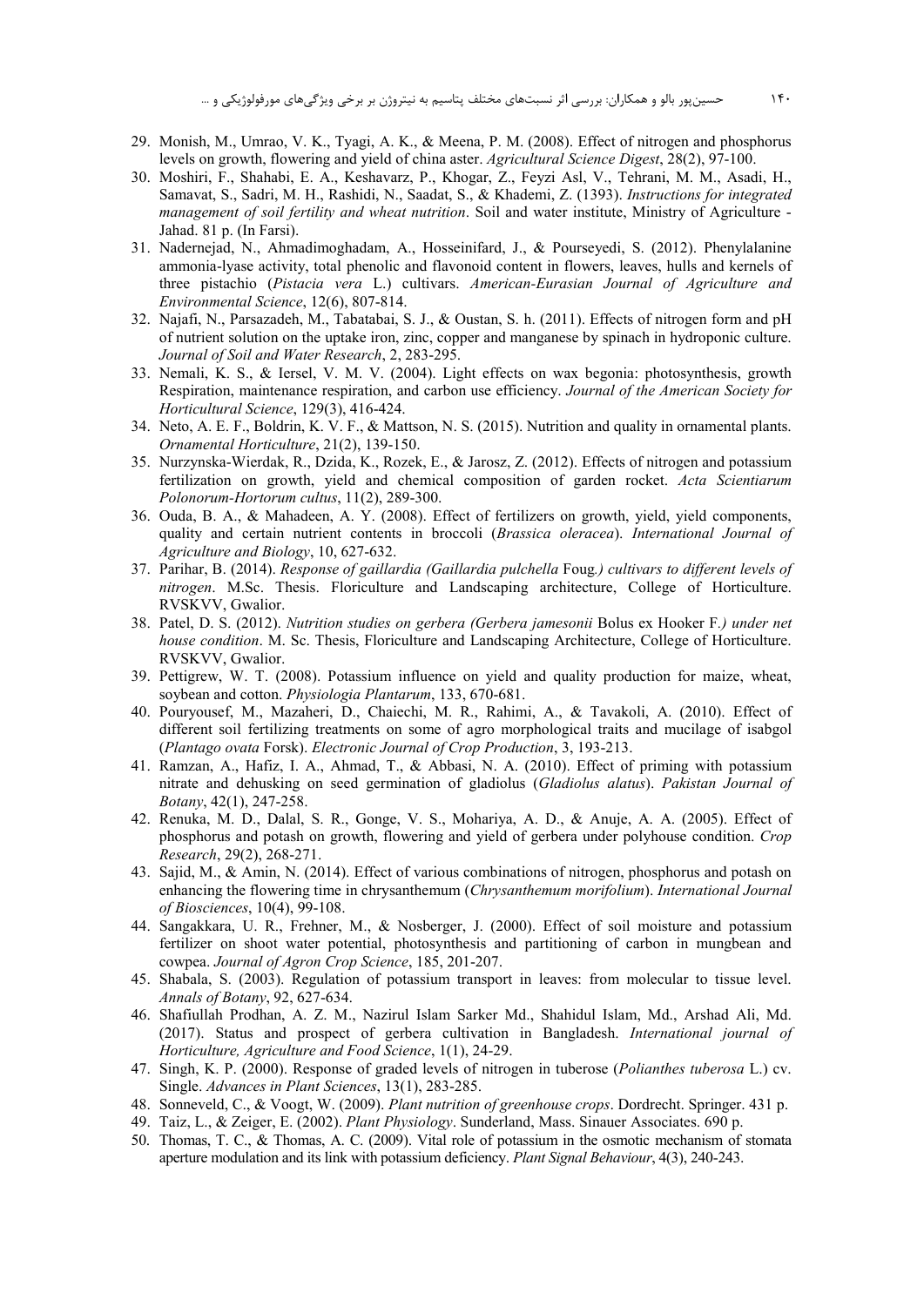29. Monish, M., Umrao, V. K., Tyagi, A. K., & Meena, P. M. (2008). Effect of nitrogen and phosphorus levels on growth, flowering and yield of china aster. *Agricultural Science Digest*, 28(2), 97-100.
30. Moshiri, F., Shahabi, E. A., Keshavarz, P., Khogar, Z., Feyzi Asl, V., Tehrani, M. M., Asadi, H., Samavat, S., Sadri, M. H., Rashidi, N., Saadat, S., & Khademi, Z. (1393). *Instructions for integrated management of soil fertility and wheat nutrition*. Soil and water institute, Ministry of Agriculture - Jahad. 81 p. (In Farsi).
31. Nadernejad, N., Ahmadimoghadam, A., Hosseinifard, J., & Pourseyedi, S. (2012). Phenylalanine ammonia-lyase activity, total phenolic and flavonoid content in flowers, leaves, hulls and kernels of three pistachio (*Pistacia vera* L.) cultivars. *American-Eurasian Journal of Agriculture and Environmental Science*, 12(6), 807-814.
32. Najafi, N., Parsazadeh, M., Tabatabai, S. J., & Oustan, S. h. (2011). Effects of nitrogen form and pH of nutrient solution on the uptake iron, zinc, copper and manganese by spinach in hydroponic culture. *Journal of Soil and Water Research*, 2, 283-295.
33. Nemali, K. S., & Iersel, V. M. V. (2004). Light effects on wax begonia: photosynthesis, growth Respiration, maintenance respiration, and carbon use efficiency. *Journal of the American Society for Horticultural Science*, 129(3), 416-424.
34. Neto, A. E. F., Boldrin, K. V. F., & Mattson, N. S. (2015). Nutrition and quality in ornamental plants. *Ornamental Horticulture*, 21(2), 139-150.
35. Nurzynska-Wierdak, R., Dzida, K., Rozek, E., & Jarosz, Z. (2012). Effects of nitrogen and potassium fertilization on growth, yield and chemical composition of garden rocket. *Acta Scientiarum Polonorum-Hortorum cultus*, 11(2), 289-300.
36. Ouda, B. A., & Mahadeen, A. Y. (2008). Effect of fertilizers on growth, yield, yield components, quality and certain nutrient contents in broccoli (*Brassica oleracea*). *International Journal of Agriculture and Biology*, 10, 627-632.
37. Parihar, B. (2014). *Response of gaillardia (Gaillardia pulchella* Foug*.) cultivars to different levels of nitrogen*. M.Sc. Thesis. Floriculture and Landscaping architecture, College of Horticulture. RVSKVV, Gwalior.
38. Patel, D. S. (2012). *Nutrition studies on gerbera (Gerbera jamesonii* Bolus ex Hooker F*.) under net house condition*. M. Sc. Thesis, Floriculture and Landscaping Architecture, College of Horticulture. RVSKVV, Gwalior.
39. Pettigrew, W. T. (2008). Potassium influence on yield and quality production for maize, wheat, soybean and cotton. *Physiologia Plantarum*, 133, 670-681.
40. Pouryousef, M., Mazaheri, D., Chaiechi, M. R., Rahimi, A., & Tavakoli, A. (2010). Effect of different soil fertilizing treatments on some of agro morphological traits and mucilage of isabgol (*Plantago ovata* Forsk). *Electronic Journal of Crop Production*, 3, 193-213.
41. Ramzan, A., Hafiz, I. A., Ahmad, T., & Abbasi, N. A. (2010). Effect of priming with potassium nitrate and dehusking on seed germination of gladiolus (*Gladiolus alatus*). *Pakistan Journal of Botany*, 42(1), 247-258.
42. Renuka, M. D., Dalal, S. R., Gonge, V. S., Mohariya, A. D., & Anuje, A. A. (2005). Effect of phosphorus and potash on growth, flowering and yield of gerbera under polyhouse condition. *Crop Research*, 29(2), 268-271.
43. Sajid, M., & Amin, N. (2014). Effect of various combinations of nitrogen, phosphorus and potash on enhancing the flowering time in chrysanthemum (*Chrysanthemum morifolium*). *International Journal of Biosciences*, 10(4), 99-108.
44. Sangakkara, U. R., Frehner, M., & Nosberger, J. (2000). Effect of soil moisture and potassium fertilizer on shoot water potential, photosynthesis and partitioning of carbon in mungbean and cowpea. *Journal of Agron Crop Science*, 185, 201-207.
45. Shabala, S. (2003). Regulation of potassium transport in leaves: from molecular to tissue level. *Annals of Botany*, 92, 627-634.
46. Shafiullah Prodhan, A. Z. M., Nazirul Islam Sarker Md., Shahidul Islam, Md., Arshad Ali, Md. (2017). Status and prospect of gerbera cultivation in Bangladesh. *International journal of Horticulture, Agriculture and Food Science*, 1(1), 24-29.
47. Singh, K. P. (2000). Response of graded levels of nitrogen in tuberose (*Polianthes tuberosa* L.) cv. Single. *Advances in Plant Sciences*, 13(1), 283-285.
48. Sonneveld, C., & Voogt, W. (2009). *Plant nutrition of greenhouse crops*. Dordrecht. Springer. 431 p.
49. Taiz, L., & Zeiger, E. (2002). *Plant Physiology*. Sunderland, Mass. Sinauer Associates. 690 p.
50. Thomas, T. C., & Thomas, A. C. (2009). Vital role of potassium in the osmotic mechanism of stomata aperture modulation and its link with potassium deficiency. *Plant Signal Behaviour*, 4(3), 240-243.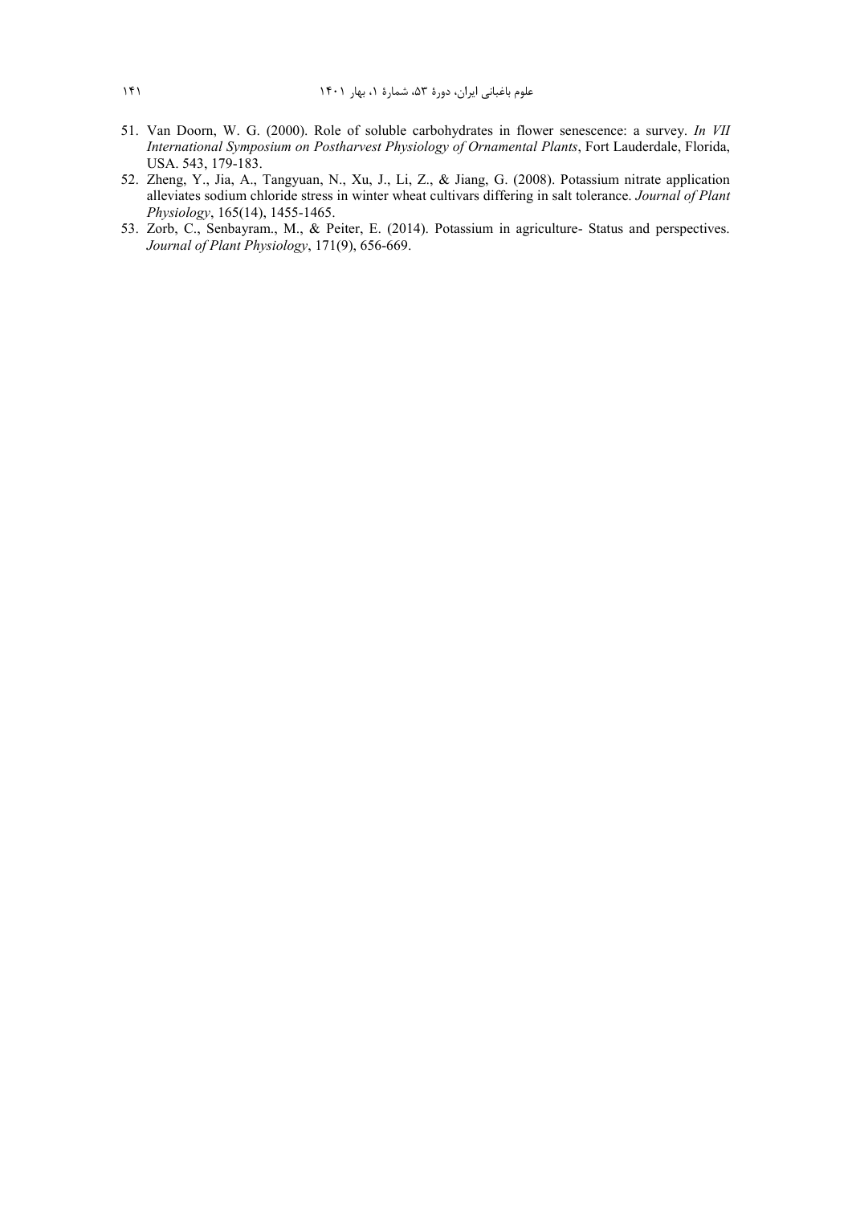51. Van Doorn, W. G. (2000). Role of soluble carbohydrates in flower senescence: a survey. *In VII International Symposium on Postharvest Physiology of Ornamental Plants*, Fort Lauderdale, Florida, USA. 543, 179-183.
52. Zheng, Y., Jia, A., Tangyuan, N., Xu, J., Li, Z., & Jiang, G. (2008). Potassium nitrate application alleviates sodium chloride stress in winter wheat cultivars differing in salt tolerance. *Journal of Plant Physiology*, 165(14), 1455-1465.
53. Zorb, C., Senbayram., M., & Peiter, E. (2014). Potassium in agriculture- Status and perspectives. *Journal of Plant Physiology*, 171(9), 656-669.